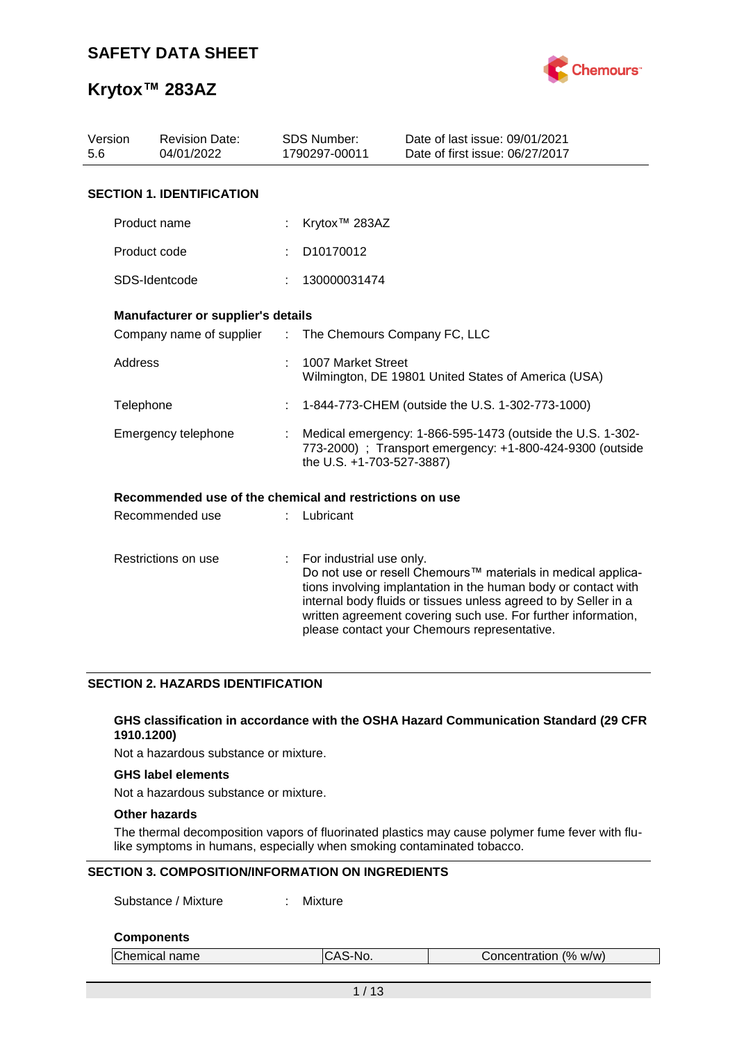# SAFETY DATA SHEET

# Krytox™ 283AZ

| Version | Revision Date: | SDS Number: | Date of last issue: 09/01/2021 |
|---|---|---|---|
| 5.6 | 04/01/2022 | 1790297-00011 | Date of first issue: 06/27/2017 |

## SECTION 1. IDENTIFICATION

Product name : Krytox™ 283AZ

Product code : D10170012

SDS-Identcode : 130000031474

### Manufacturer or supplier's details

Company name of supplier : The Chemours Company FC, LLC

Address : 1007 Market Street
Wilmington, DE 19801 United States of America (USA)

Telephone : 1-844-773-CHEM (outside the U.S. 1-302-773-1000)

Emergency telephone : Medical emergency: 1-866-595-1473 (outside the U.S. 1-302-773-2000) ; Transport emergency: +1-800-424-9300 (outside the U.S. +1-703-527-3887)

### Recommended use of the chemical and restrictions on use

Recommended use : Lubricant

Restrictions on use : For industrial use only.
Do not use or resell Chemours™ materials in medical applications involving implantation in the human body or contact with internal body fluids or tissues unless agreed to by Seller in a written agreement covering such use. For further information, please contact your Chemours representative.

## SECTION 2. HAZARDS IDENTIFICATION

### GHS classification in accordance with the OSHA Hazard Communication Standard (29 CFR 1910.1200)

Not a hazardous substance or mixture.

### GHS label elements

Not a hazardous substance or mixture.

### Other hazards

The thermal decomposition vapors of fluorinated plastics may cause polymer fume fever with flu-like symptoms in humans, especially when smoking contaminated tobacco.

## SECTION 3. COMPOSITION/INFORMATION ON INGREDIENTS

Substance / Mixture : Mixture

### Components

| Chemical name | CAS-No. | Concentration (% w/w) |
|---|---|---|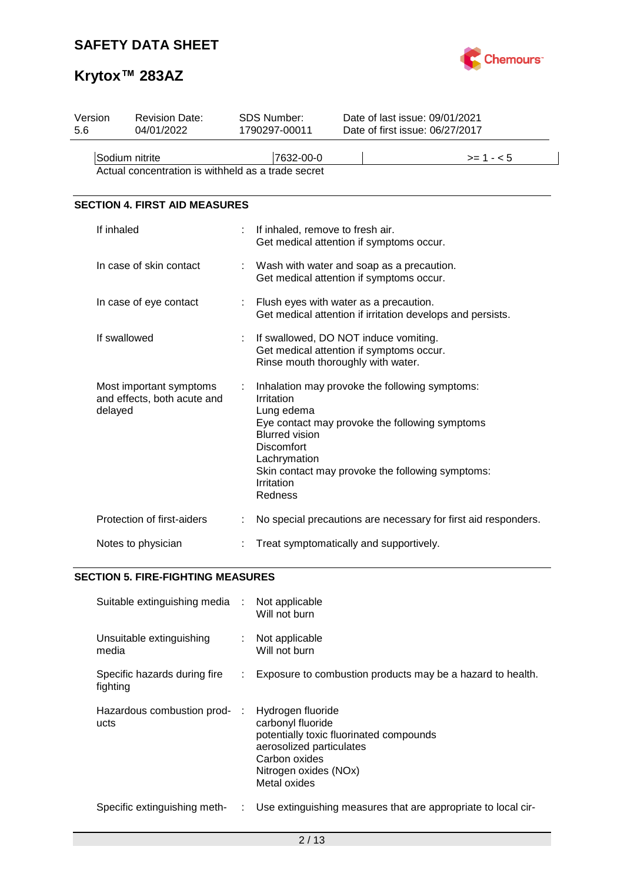| Version 5.6 | Revision Date: 04/01/2022 | SDS Number: 1790297-00011 | Date of last issue: 09/01/2021 Date of first issue: 06/27/2017 |
|---|---|---|---|

| Sodium nitrite | 7632-00-0 | | >= 1 - < 5 |
|---|---|---|---|

Actual concentration is withheld as a trade secret

## SECTION 4. FIRST AID MEASURES

| | | |
|---|---|---|
| If inhaled | : | If inhaled, remove to fresh air.<br>Get medical attention if symptoms occur. |
| In case of skin contact | : | Wash with water and soap as a precaution.<br>Get medical attention if symptoms occur. |
| In case of eye contact | : | Flush eyes with water as a precaution.<br>Get medical attention if irritation develops and persists. |
| If swallowed | : | If swallowed, DO NOT induce vomiting.<br>Get medical attention if symptoms occur.<br>Rinse mouth thoroughly with water. |
| Most important symptoms and effects, both acute and delayed | : | Inhalation may provoke the following symptoms:<br>Irritation<br>Lung edema<br>Eye contact may provoke the following symptoms<br>Blurred vision<br>Discomfort<br>Lachrymation<br>Skin contact may provoke the following symptoms:<br>Irritation<br>Redness |
| Protection of first-aiders | : | No special precautions are necessary for first aid responders. |
| Notes to physician | : | Treat symptomatically and supportively. |

## SECTION 5. FIRE-FIGHTING MEASURES

| | | |
|---|---|---|
| Suitable extinguishing media | : | Not applicable<br>Will not burn |
| Unsuitable extinguishing media | : | Not applicable<br>Will not burn |
| Specific hazards during fire fighting | : | Exposure to combustion products may be a hazard to health. |
| Hazardous combustion products | : | Hydrogen fluoride<br>carbonyl fluoride<br>potentially toxic fluorinated compounds<br>aerosolized particulates<br>Carbon oxides<br>Nitrogen oxides (NOx)<br>Metal oxides |
| Specific extinguishing meth- | : | Use extinguishing measures that are appropriate to local cir- |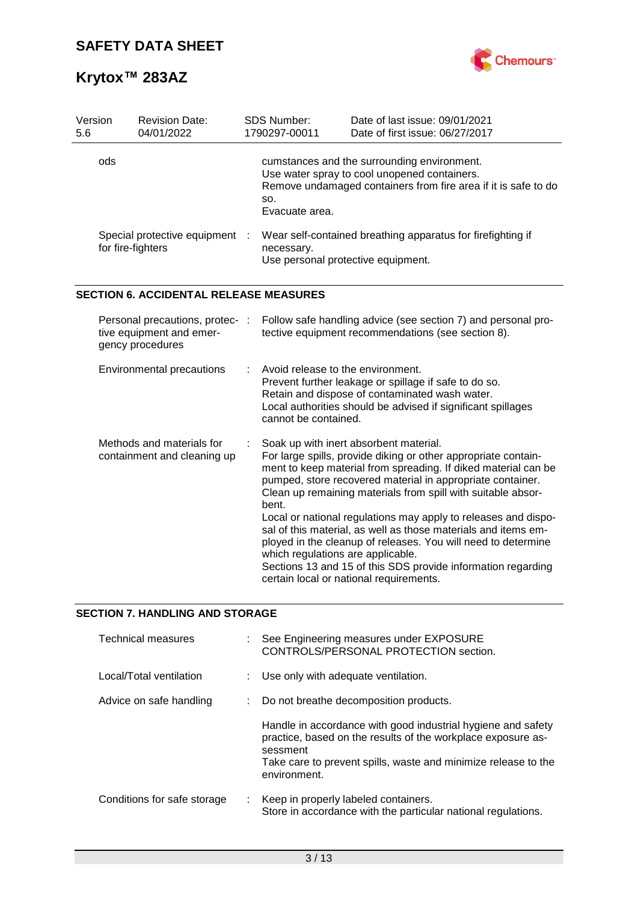| | | |
|---|---|---|
| ods | | cumstances and the surrounding environment.<br>Use water spray to cool unopened containers.<br>Remove undamaged containers from fire area if it is safe to do so.<br>Evacuate area. |
| Special protective equipment for fire-fighters | : | Wear self-contained breathing apparatus for firefighting if necessary.<br>Use personal protective equipment. |

## SECTION 6. ACCIDENTAL RELEASE MEASURES

| | | |
|---|---|---|
| Personal precautions, protective equipment and emergency procedures | : | Follow safe handling advice (see section 7) and personal protective equipment recommendations (see section 8). |
| Environmental precautions | : | Avoid release to the environment.<br>Prevent further leakage or spillage if safe to do so.<br>Retain and dispose of contaminated wash water.<br>Local authorities should be advised if significant spillages cannot be contained. |
| Methods and materials for containment and cleaning up | : | Soak up with inert absorbent material.<br>For large spills, provide diking or other appropriate containment to keep material from spreading. If diked material can be pumped, store recovered material in appropriate container.<br>Clean up remaining materials from spill with suitable absorbent.<br>Local or national regulations may apply to releases and disposal of this material, as well as those materials and items employed in the cleanup of releases. You will need to determine which regulations are applicable.<br>Sections 13 and 15 of this SDS provide information regarding certain local or national requirements. |

## SECTION 7. HANDLING AND STORAGE

| | | |
|---|---|---|
| Technical measures | : | See Engineering measures under EXPOSURE CONTROLS/PERSONAL PROTECTION section. |
| Local/Total ventilation | : | Use only with adequate ventilation. |
| Advice on safe handling | : | Do not breathe decomposition products.<br><br>Handle in accordance with good industrial hygiene and safety practice, based on the results of the workplace exposure assessment<br>Take care to prevent spills, waste and minimize release to the environment. |
| Conditions for safe storage | : | Keep in properly labeled containers.<br>Store in accordance with the particular national regulations. |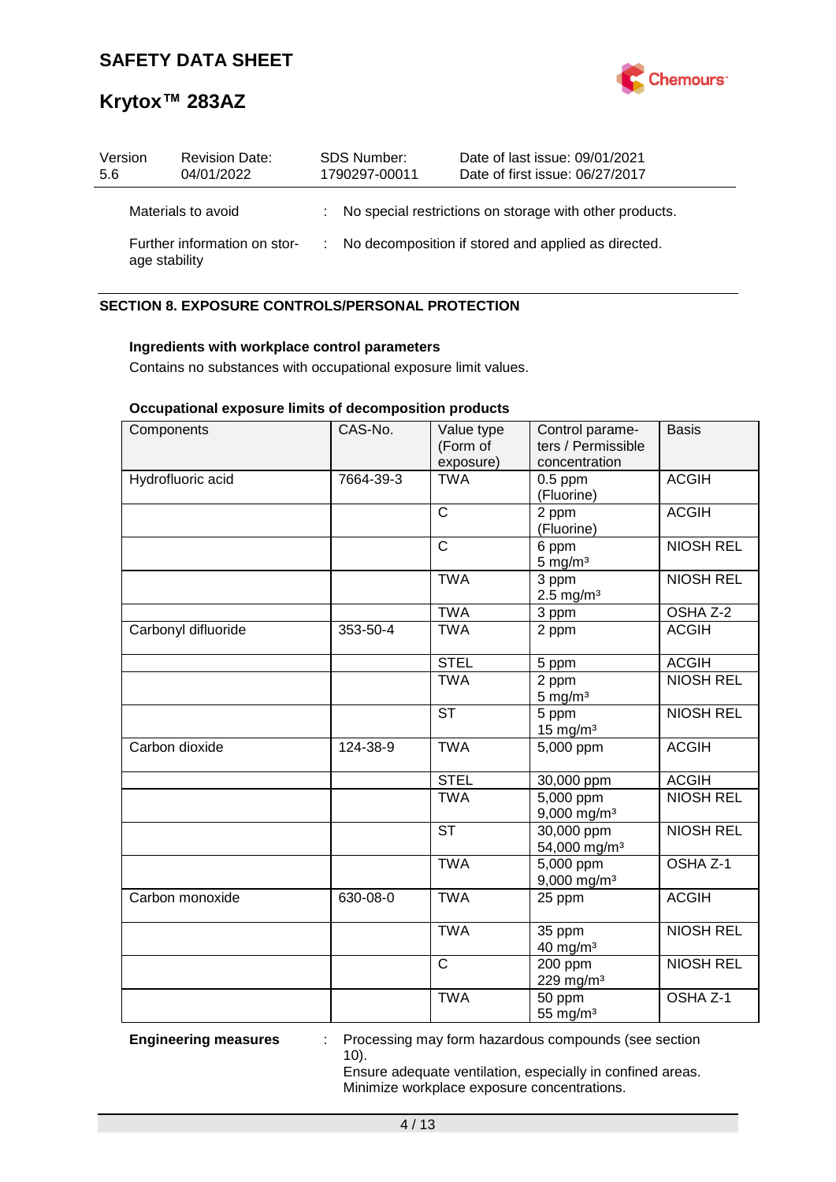| Version 5.6 | Revision Date: 04/01/2022 | SDS Number: 1790297-00011 | Date of last issue: 09/01/2021<br>Date of first issue: 06/27/2017 |
|---|---|---|---|

Materials to avoid : No special restrictions on storage with other products.

Further information on storage stability : No decomposition if stored and applied as directed.

## SECTION 8. EXPOSURE CONTROLS/PERSONAL PROTECTION

**Ingredients with workplace control parameters**

Contains no substances with occupational exposure limit values.

**Occupational exposure limits of decomposition products**

| Components | CAS-No. | Value type (Form of exposure) | Control parameters / Permissible concentration | Basis |
|---|---|---|---|---|
| Hydrofluoric acid | 7664-39-3 | TWA | 0.5 ppm (Fluorine) | ACGIH |
| | | C | 2 ppm (Fluorine) | ACGIH |
| | | C | 6 ppm<br>5 mg/m³ | NIOSH REL |
| | | TWA | 3 ppm<br>2.5 mg/m³ | NIOSH REL |
| | | TWA | 3 ppm | OSHA Z-2 |
| Carbonyl difluoride | 353-50-4 | TWA | 2 ppm | ACGIH |
| | | STEL | 5 ppm | ACGIH |
| | | TWA | 2 ppm<br>5 mg/m³ | NIOSH REL |
| | | ST | 5 ppm<br>15 mg/m³ | NIOSH REL |
| Carbon dioxide | 124-38-9 | TWA | 5,000 ppm | ACGIH |
| | | STEL | 30,000 ppm | ACGIH |
| | | TWA | 5,000 ppm<br>9,000 mg/m³ | NIOSH REL |
| | | ST | 30,000 ppm<br>54,000 mg/m³ | NIOSH REL |
| | | TWA | 5,000 ppm<br>9,000 mg/m³ | OSHA Z-1 |
| Carbon monoxide | 630-08-0 | TWA | 25 ppm | ACGIH |
| | | TWA | 35 ppm<br>40 mg/m³ | NIOSH REL |
| | | C | 200 ppm<br>229 mg/m³ | NIOSH REL |
| | | TWA | 50 ppm<br>55 mg/m³ | OSHA Z-1 |

**Engineering measures** : Processing may form hazardous compounds (see section 10).
Ensure adequate ventilation, especially in confined areas.
Minimize workplace exposure concentrations.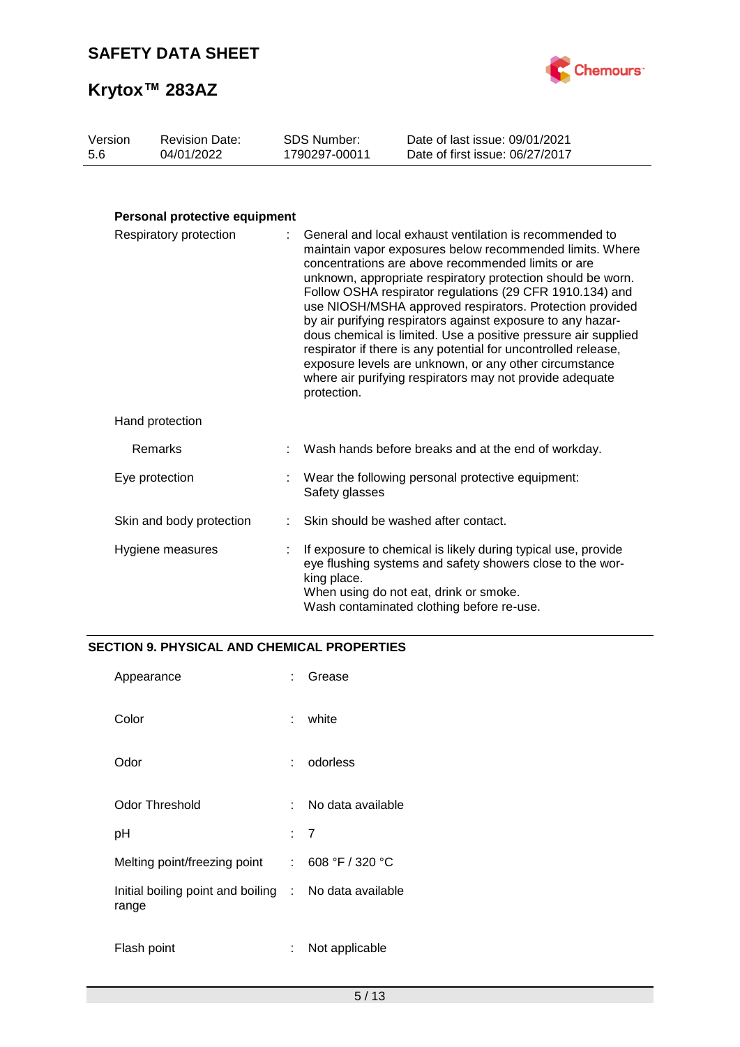### Personal protective equipment

| | | |
|---|---|---|
| Respiratory protection | : | General and local exhaust ventilation is recommended to maintain vapor exposures below recommended limits. Where concentrations are above recommended limits or are unknown, appropriate respiratory protection should be worn. Follow OSHA respirator regulations (29 CFR 1910.134) and use NIOSH/MSHA approved respirators. Protection provided by air purifying respirators against exposure to any hazardous chemical is limited. Use a positive pressure air supplied respirator if there is any potential for uncontrolled release, exposure levels are unknown, or any other circumstance where air purifying respirators may not provide adequate protection. |
| Hand protection | | |
| Remarks | : | Wash hands before breaks and at the end of workday. |
| Eye protection | : | Wear the following personal protective equipment: Safety glasses |
| Skin and body protection | : | Skin should be washed after contact. |
| Hygiene measures | : | If exposure to chemical is likely during typical use, provide eye flushing systems and safety showers close to the working place. When using do not eat, drink or smoke. Wash contaminated clothing before re-use. |

## SECTION 9. PHYSICAL AND CHEMICAL PROPERTIES

| | | |
|---|---|---|
| Appearance | : | Grease |
| Color | : | white |
| Odor | : | odorless |
| Odor Threshold | : | No data available |
| pH | : | 7 |
| Melting point/freezing point | : | 608 °F / 320 °C |
| Initial boiling point and boiling range | : | No data available |
| Flash point | : | Not applicable |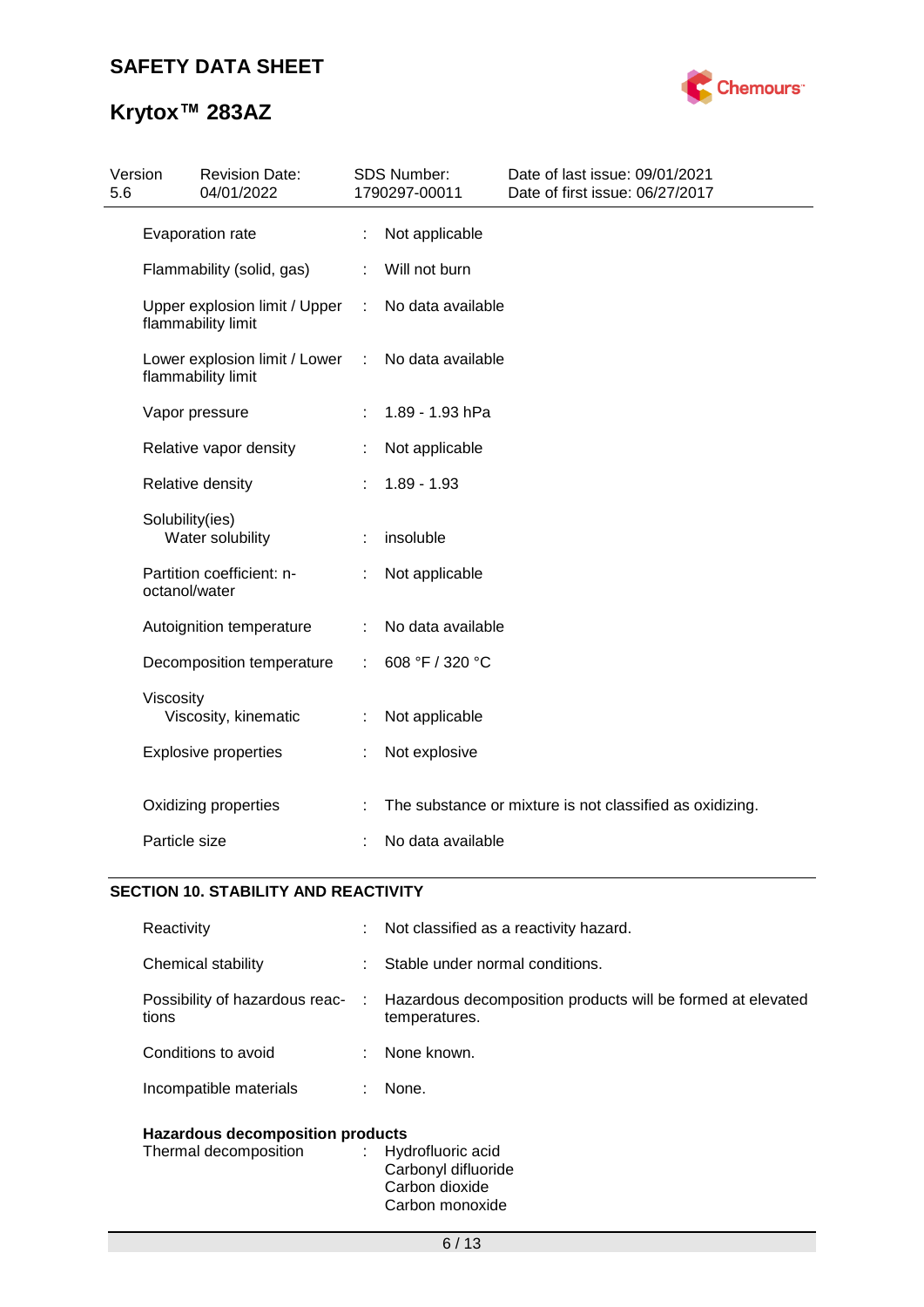| | | |
|---|---|---|
| Evaporation rate | : | Not applicable |
| Flammability (solid, gas) | : | Will not burn |
| Upper explosion limit / Upper flammability limit | : | No data available |
| Lower explosion limit / Lower flammability limit | : | No data available |
| Vapor pressure | : | 1.89 - 1.93 hPa |
| Relative vapor density | : | Not applicable |
| Relative density | : | 1.89 - 1.93 |
| Solubility(ies) | | |
| Water solubility | : | insoluble |
| Partition coefficient: n-octanol/water | : | Not applicable |
| Autoignition temperature | : | No data available |
| Decomposition temperature | : | 608 °F / 320 °C |
| Viscosity | | |
| Viscosity, kinematic | : | Not applicable |
| Explosive properties | : | Not explosive |
| Oxidizing properties | : | The substance or mixture is not classified as oxidizing. |
| Particle size | : | No data available |

## SECTION 10. STABILITY AND REACTIVITY

| | | |
|---|---|---|
| Reactivity | : | Not classified as a reactivity hazard. |
| Chemical stability | : | Stable under normal conditions. |
| Possibility of hazardous reactions | : | Hazardous decomposition products will be formed at elevated temperatures. |
| Conditions to avoid | : | None known. |
| Incompatible materials | : | None. |

**Hazardous decomposition products**

| | | |
|---|---|---|
| Thermal decomposition | : | Hydrofluoric acid<br>Carbonyl difluoride<br>Carbon dioxide<br>Carbon monoxide |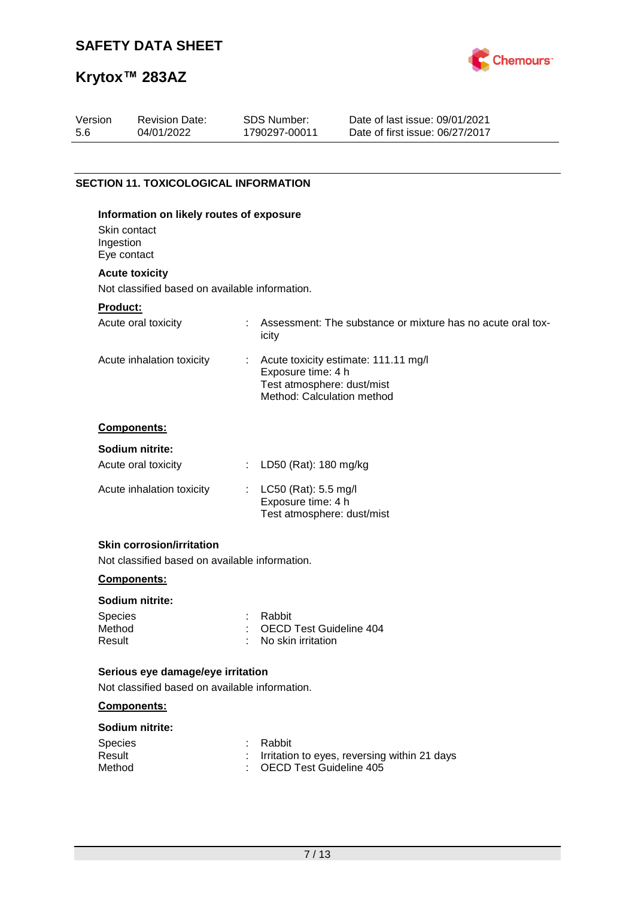## SECTION 11. TOXICOLOGICAL INFORMATION

**Information on likely routes of exposure**

Skin contact
Ingestion
Eye contact

**Acute toxicity**

Not classified based on available information.

**Product:**

| | | |
|---|---|---|
| Acute oral toxicity | : | Assessment: The substance or mixture has no acute oral toxicity |
| Acute inhalation toxicity | : | Acute toxicity estimate: 111.11 mg/l<br>Exposure time: 4 h<br>Test atmosphere: dust/mist<br>Method: Calculation method |

**Components:**

**Sodium nitrite:**

| | | |
|---|---|---|
| Acute oral toxicity | : | LD50 (Rat): 180 mg/kg |
| Acute inhalation toxicity | : | LC50 (Rat): 5.5 mg/l<br>Exposure time: 4 h<br>Test atmosphere: dust/mist |

**Skin corrosion/irritation**

Not classified based on available information.

**Components:**

**Sodium nitrite:**

| | | |
|---|---|---|
| Species | : | Rabbit |
| Method | : | OECD Test Guideline 404 |
| Result | : | No skin irritation |

**Serious eye damage/eye irritation**

Not classified based on available information.

**Components:**

**Sodium nitrite:**

| | | |
|---|---|---|
| Species | : | Rabbit |
| Result | : | Irritation to eyes, reversing within 21 days |
| Method | : | OECD Test Guideline 405 |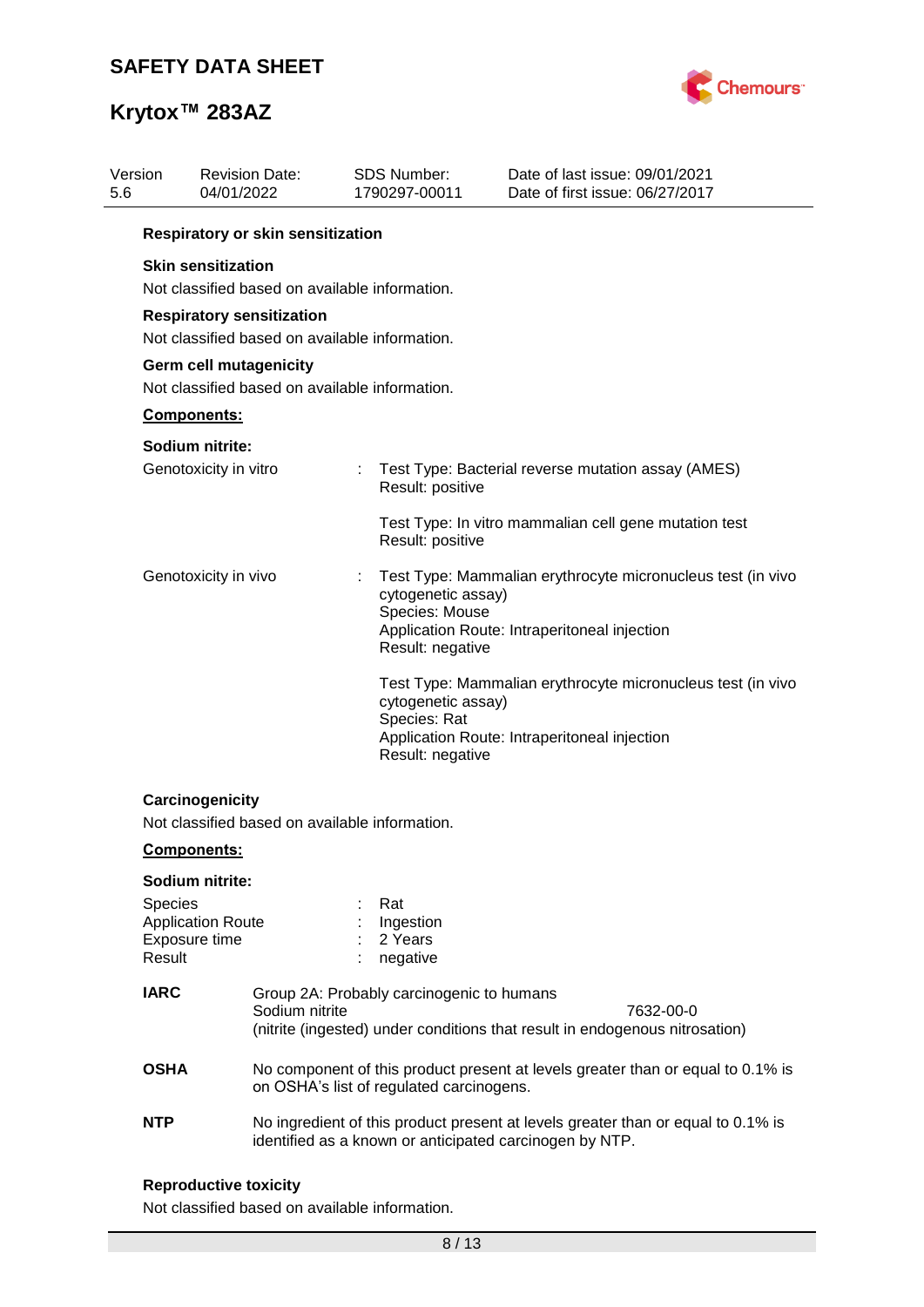**Respiratory or skin sensitization**

**Skin sensitization**

Not classified based on available information.

**Respiratory sensitization**

Not classified based on available information.

**Germ cell mutagenicity**

Not classified based on available information.

**Components:**

**Sodium nitrite:**

| | | |
|---|---|---|
| Genotoxicity in vitro | : | Test Type: Bacterial reverse mutation assay (AMES)<br>Result: positive |
| | | Test Type: In vitro mammalian cell gene mutation test<br>Result: positive |
| Genotoxicity in vivo | : | Test Type: Mammalian erythrocyte micronucleus test (in vivo cytogenetic assay)<br>Species: Mouse<br>Application Route: Intraperitoneal injection<br>Result: negative |
| | | Test Type: Mammalian erythrocyte micronucleus test (in vivo cytogenetic assay)<br>Species: Rat<br>Application Route: Intraperitoneal injection<br>Result: negative |

**Carcinogenicity**

Not classified based on available information.

**Components:**

**Sodium nitrite:**

| | | |
|---|---|---|
| Species | : | Rat |
| Application Route | : | Ingestion |
| Exposure time | : | 2 Years |
| Result | : | negative |

| | | |
|---|---|---|
| **IARC** | Group 2A: Probably carcinogenic to humans<br>Sodium nitrite<br>(nitrite (ingested) under conditions that result in endogenous nitrosation) | 7632-00-0 |
| **OSHA** | No component of this product present at levels greater than or equal to 0.1% is on OSHA's list of regulated carcinogens. | |
| **NTP** | No ingredient of this product present at levels greater than or equal to 0.1% is identified as a known or anticipated carcinogen by NTP. | |

**Reproductive toxicity**

Not classified based on available information.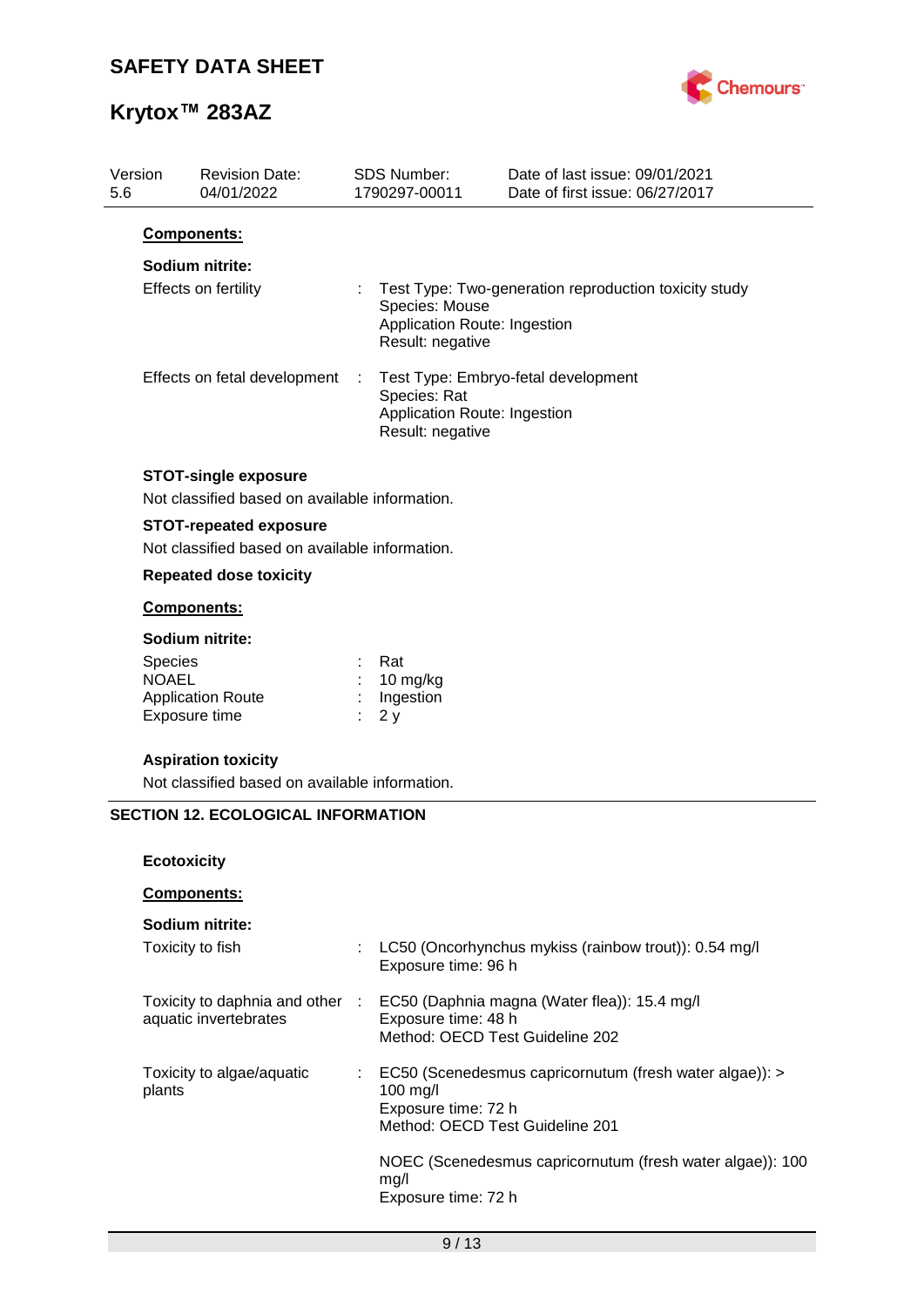| Version | Revision Date: | SDS Number: | Date of last issue: 09/01/2021 |
| --- | --- | --- | --- |
| 5.6 | 04/01/2022 | 1790297-00011 | Date of first issue: 06/27/2017 |

**Components:**

**Sodium nitrite:**

| | | |
| --- | --- | --- |
| Effects on fertility | : | Test Type: Two-generation reproduction toxicity study<br>Species: Mouse<br>Application Route: Ingestion<br>Result: negative |
| Effects on fetal development | : | Test Type: Embryo-fetal development<br>Species: Rat<br>Application Route: Ingestion<br>Result: negative |

**STOT-single exposure**

Not classified based on available information.

**STOT-repeated exposure**

Not classified based on available information.

**Repeated dose toxicity**

**Components:**

**Sodium nitrite:**

| | | |
| --- | --- | --- |
| Species | : | Rat |
| NOAEL | : | 10 mg/kg |
| Application Route | : | Ingestion |
| Exposure time | : | 2 y |

**Aspiration toxicity**

Not classified based on available information.

## SECTION 12. ECOLOGICAL INFORMATION

**Ecotoxicity**

**Components:**

**Sodium nitrite:**

| | | |
| --- | --- | --- |
| Toxicity to fish | : | LC50 (Oncorhynchus mykiss (rainbow trout)): 0.54 mg/l<br>Exposure time: 96 h |
| Toxicity to daphnia and other aquatic invertebrates | : | EC50 (Daphnia magna (Water flea)): 15.4 mg/l<br>Exposure time: 48 h<br>Method: OECD Test Guideline 202 |
| Toxicity to algae/aquatic plants | : | EC50 (Scenedesmus capricornutum (fresh water algae)): > 100 mg/l<br>Exposure time: 72 h<br>Method: OECD Test Guideline 201 |
| | | NOEC (Scenedesmus capricornutum (fresh water algae)): 100 mg/l<br>Exposure time: 72 h |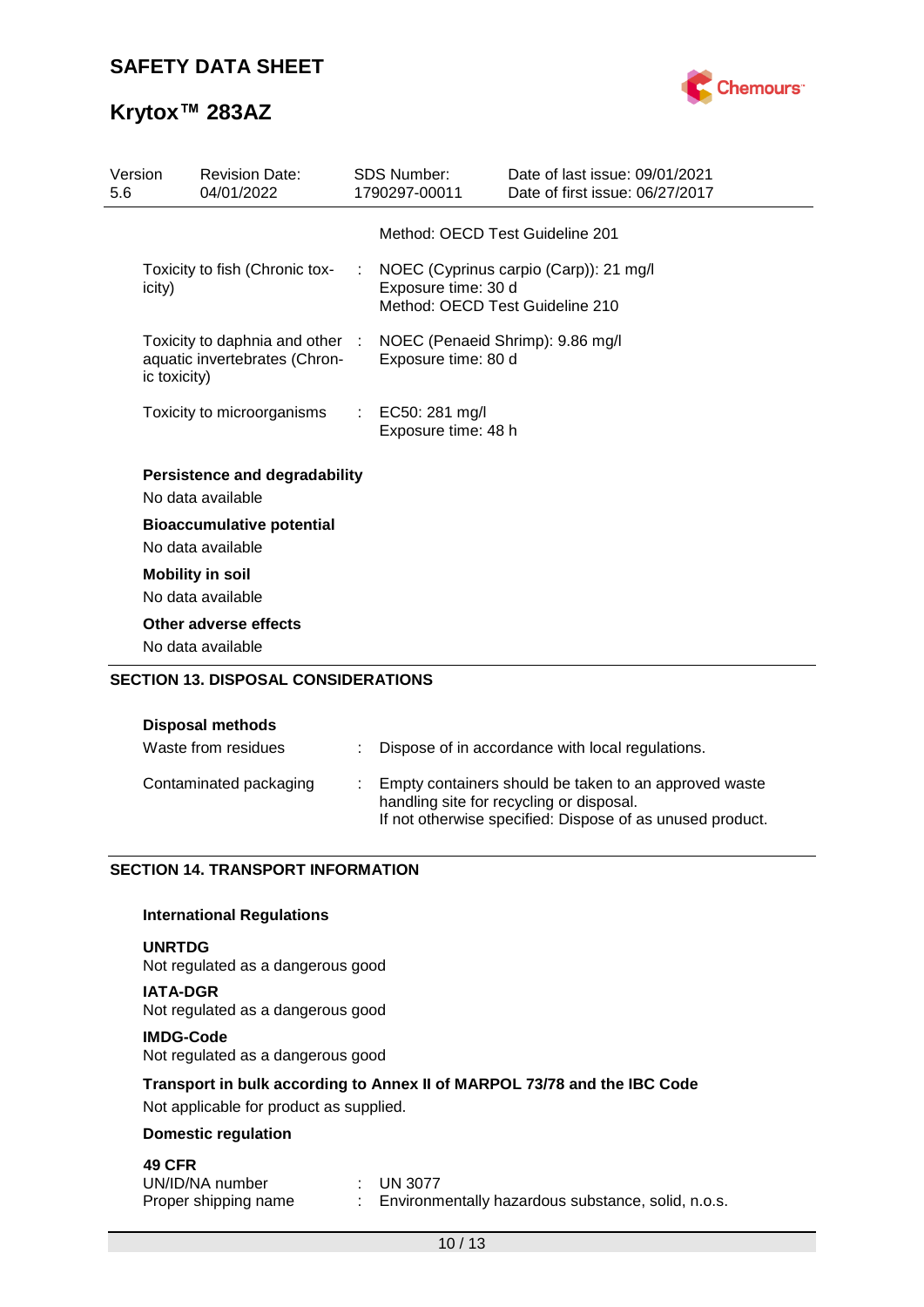Method: OECD Test Guideline 201

| | | |
|---|---|---|
| Toxicity to fish (Chronic toxicity) | : | NOEC (Cyprinus carpio (Carp)): 21 mg/l<br>Exposure time: 30 d<br>Method: OECD Test Guideline 210 |
| Toxicity to daphnia and other aquatic invertebrates (Chronic toxicity) | : | NOEC (Penaeid Shrimp): 9.86 mg/l<br>Exposure time: 80 d |
| Toxicity to microorganisms | : | EC50: 281 mg/l<br>Exposure time: 48 h |

**Persistence and degradability**

No data available

**Bioaccumulative potential**

No data available

**Mobility in soil**

No data available

**Other adverse effects**

No data available

## SECTION 13. DISPOSAL CONSIDERATIONS

**Disposal methods**

| | | |
|---|---|---|
| Waste from residues | : | Dispose of in accordance with local regulations. |
| Contaminated packaging | : | Empty containers should be taken to an approved waste handling site for recycling or disposal.<br>If not otherwise specified: Dispose of as unused product. |

## SECTION 14. TRANSPORT INFORMATION

**International Regulations**

**UNRTDG**

Not regulated as a dangerous good

**IATA-DGR**

Not regulated as a dangerous good

**IMDG-Code**

Not regulated as a dangerous good

**Transport in bulk according to Annex II of MARPOL 73/78 and the IBC Code**

Not applicable for product as supplied.

**Domestic regulation**

**49 CFR**

| | | |
|---|---|---|
| UN/ID/NA number | : | UN 3077 |
| Proper shipping name | : | Environmentally hazardous substance, solid, n.o.s. |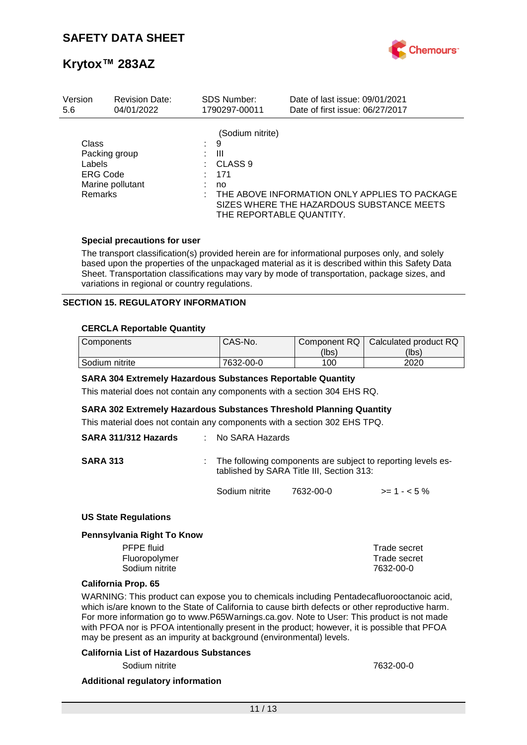| Version | Revision Date: | SDS Number: | Date of last issue: 09/01/2021 |
|---|---|---|---|
| 5.6 | 04/01/2022 | 1790297-00011 | Date of first issue: 06/27/2017 |

(Sodium nitrite)

| | | |
|---|---|---|
| Class | : | 9 |
| Packing group | : | III |
| Labels | : | CLASS 9 |
| ERG Code | : | 171 |
| Marine pollutant | : | no |
| Remarks | : | THE ABOVE INFORMATION ONLY APPLIES TO PACKAGE SIZES WHERE THE HAZARDOUS SUBSTANCE MEETS THE REPORTABLE QUANTITY. |

**Special precautions for user**

The transport classification(s) provided herein are for informational purposes only, and solely based upon the properties of the unpackaged material as it is described within this Safety Data Sheet. Transportation classifications may vary by mode of transportation, package sizes, and variations in regional or country regulations.

## SECTION 15. REGULATORY INFORMATION

**CERCLA Reportable Quantity**

| Components | CAS-No. | Component RQ (lbs) | Calculated product RQ (lbs) |
|---|---|---|---|
| Sodium nitrite | 7632-00-0 | 100 | 2020 |

**SARA 304 Extremely Hazardous Substances Reportable Quantity**

This material does not contain any components with a section 304 EHS RQ.

**SARA 302 Extremely Hazardous Substances Threshold Planning Quantity**

This material does not contain any components with a section 302 EHS TPQ.

**SARA 311/312 Hazards** : No SARA Hazards

**SARA 313** : The following components are subject to reporting levels established by SARA Title III, Section 313:

| | | |
|---|---|---|
| Sodium nitrite | 7632-00-0 | >= 1 - < 5 % |

**US State Regulations**

**Pennsylvania Right To Know**

| | |
|---|---|
| PFPE fluid | Trade secret |
| Fluoropolymer | Trade secret |
| Sodium nitrite | 7632-00-0 |

**California Prop. 65**

WARNING: This product can expose you to chemicals including Pentadecafluorooctanoic acid, which is/are known to the State of California to cause birth defects or other reproductive harm. For more information go to www.P65Warnings.ca.gov. Note to User: This product is not made with PFOA nor is PFOA intentionally present in the product; however, it is possible that PFOA may be present as an impurity at background (environmental) levels.

**California List of Hazardous Substances**

| | |
|---|---|
| Sodium nitrite | 7632-00-0 |

**Additional regulatory information**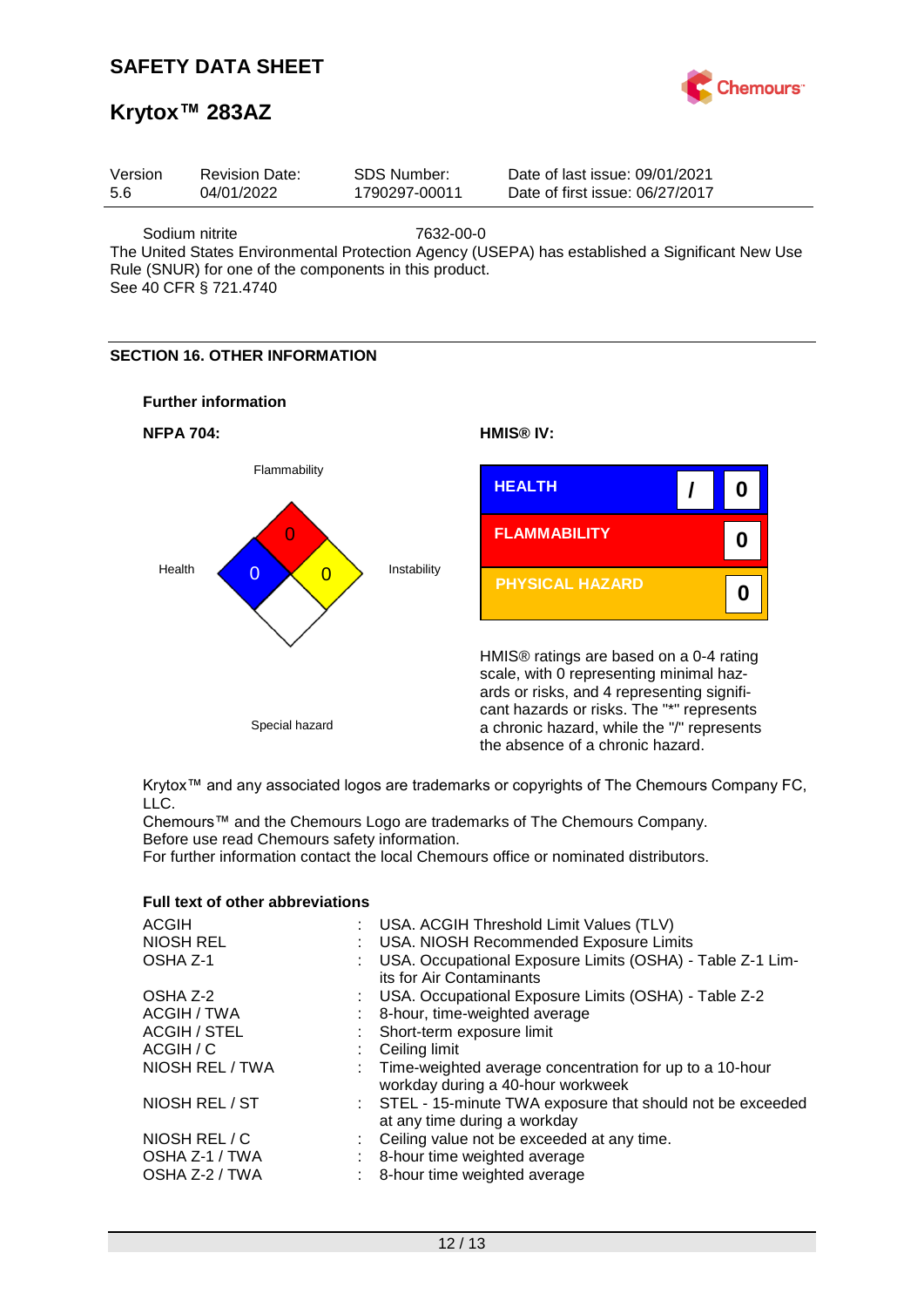Sodium nitrite 7632-00-0

The United States Environmental Protection Agency (USEPA) has established a Significant New Use Rule (SNUR) for one of the components in this product.
See 40 CFR § 721.4740

## SECTION 16. OTHER INFORMATION

### Further information

**NFPA 704:**

| | |
|---|---|
| Flammability | 0 |
| Health | 0 |
| Instability | 0 |
| Special hazard | |

**HMIS® IV:**

| | | |
|---|---|---|
| HEALTH | / | 0 |
| FLAMMABILITY | | 0 |
| PHYSICAL HAZARD | | 0 |

HMIS® ratings are based on a 0-4 rating scale, with 0 representing minimal hazards or risks, and 4 representing significant hazards or risks. The "*" represents a chronic hazard, while the "/" represents the absence of a chronic hazard.

Krytox™ and any associated logos are trademarks or copyrights of The Chemours Company FC, LLC.
Chemours™ and the Chemours Logo are trademarks of The Chemours Company.
Before use read Chemours safety information.
For further information contact the local Chemours office or nominated distributors.

### Full text of other abbreviations

| | | |
|---|---|---|
| ACGIH | : | USA. ACGIH Threshold Limit Values (TLV) |
| NIOSH REL | : | USA. NIOSH Recommended Exposure Limits |
| OSHA Z-1 | : | USA. Occupational Exposure Limits (OSHA) - Table Z-1 Limits for Air Contaminants |
| OSHA Z-2 | : | USA. Occupational Exposure Limits (OSHA) - Table Z-2 |
| ACGIH / TWA | : | 8-hour, time-weighted average |
| ACGIH / STEL | : | Short-term exposure limit |
| ACGIH / C | : | Ceiling limit |
| NIOSH REL / TWA | : | Time-weighted average concentration for up to a 10-hour workday during a 40-hour workweek |
| NIOSH REL / ST | : | STEL - 15-minute TWA exposure that should not be exceeded at any time during a workday |
| NIOSH REL / C | : | Ceiling value not be exceeded at any time. |
| OSHA Z-1 / TWA | : | 8-hour time weighted average |
| OSHA Z-2 / TWA | : | 8-hour time weighted average |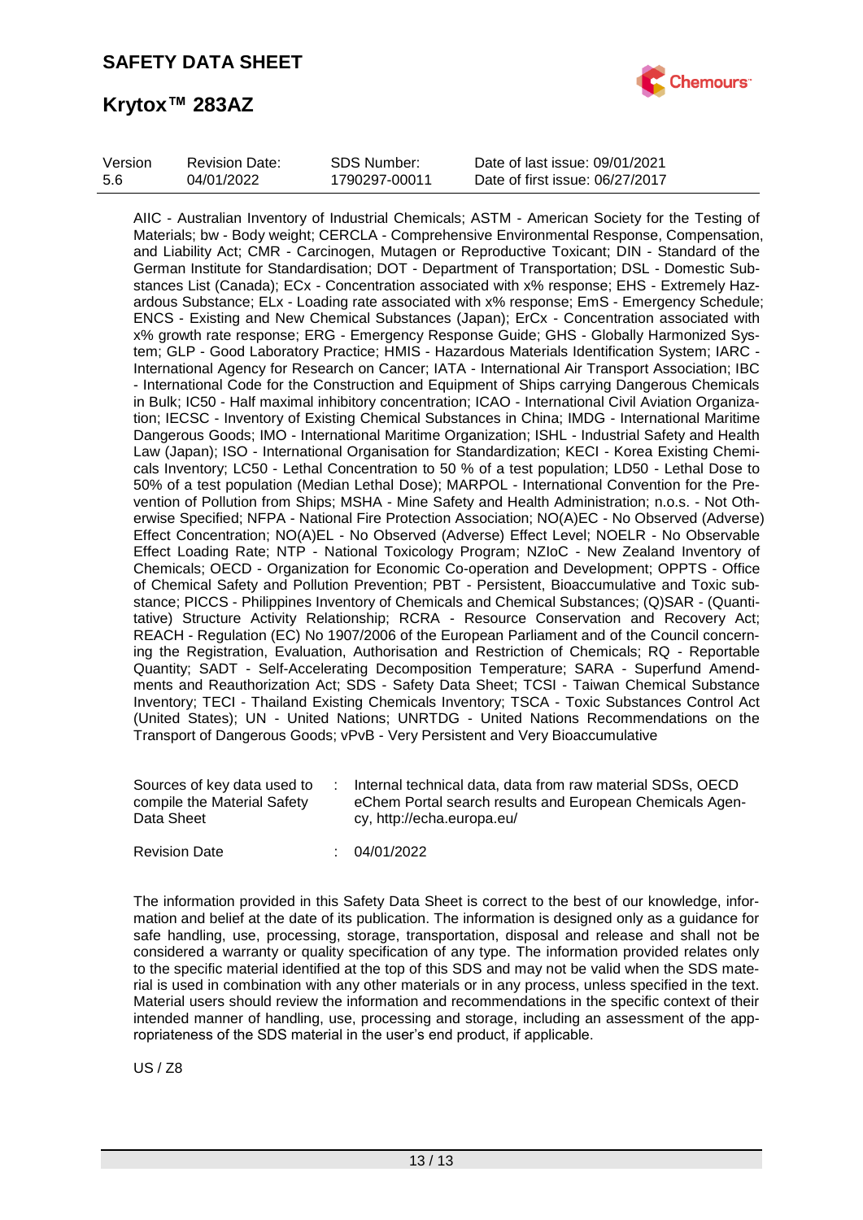AIIC - Australian Inventory of Industrial Chemicals; ASTM - American Society for the Testing of Materials; bw - Body weight; CERCLA - Comprehensive Environmental Response, Compensation, and Liability Act; CMR - Carcinogen, Mutagen or Reproductive Toxicant; DIN - Standard of the German Institute for Standardisation; DOT - Department of Transportation; DSL - Domestic Substances List (Canada); ECx - Concentration associated with x% response; EHS - Extremely Hazardous Substance; ELx - Loading rate associated with x% response; EmS - Emergency Schedule; ENCS - Existing and New Chemical Substances (Japan); ErCx - Concentration associated with x% growth rate response; ERG - Emergency Response Guide; GHS - Globally Harmonized System; GLP - Good Laboratory Practice; HMIS - Hazardous Materials Identification System; IARC - International Agency for Research on Cancer; IATA - International Air Transport Association; IBC - International Code for the Construction and Equipment of Ships carrying Dangerous Chemicals in Bulk; IC50 - Half maximal inhibitory concentration; ICAO - International Civil Aviation Organization; IECSC - Inventory of Existing Chemical Substances in China; IMDG - International Maritime Dangerous Goods; IMO - International Maritime Organization; ISHL - Industrial Safety and Health Law (Japan); ISO - International Organisation for Standardization; KECI - Korea Existing Chemicals Inventory; LC50 - Lethal Concentration to 50 % of a test population; LD50 - Lethal Dose to 50% of a test population (Median Lethal Dose); MARPOL - International Convention for the Prevention of Pollution from Ships; MSHA - Mine Safety and Health Administration; n.o.s. - Not Otherwise Specified; NFPA - National Fire Protection Association; NO(A)EC - No Observed (Adverse) Effect Concentration; NO(A)EL - No Observed (Adverse) Effect Level; NOELR - No Observable Effect Loading Rate; NTP - National Toxicology Program; NZIoC - New Zealand Inventory of Chemicals; OECD - Organization for Economic Co-operation and Development; OPPTS - Office of Chemical Safety and Pollution Prevention; PBT - Persistent, Bioaccumulative and Toxic substance; PICCS - Philippines Inventory of Chemicals and Chemical Substances; (Q)SAR - (Quantitative) Structure Activity Relationship; RCRA - Resource Conservation and Recovery Act; REACH - Regulation (EC) No 1907/2006 of the European Parliament and of the Council concerning the Registration, Evaluation, Authorisation and Restriction of Chemicals; RQ - Reportable Quantity; SADT - Self-Accelerating Decomposition Temperature; SARA - Superfund Amendments and Reauthorization Act; SDS - Safety Data Sheet; TCSI - Taiwan Chemical Substance Inventory; TECI - Thailand Existing Chemicals Inventory; TSCA - Toxic Substances Control Act (United States); UN - United Nations; UNRTDG - United Nations Recommendations on the Transport of Dangerous Goods; vPvB - Very Persistent and Very Bioaccumulative

Sources of key data used to compile the Material Safety Data Sheet : Internal technical data, data from raw material SDSs, OECD eChem Portal search results and European Chemicals Agency, http://echa.europa.eu/

Revision Date : 04/01/2022

The information provided in this Safety Data Sheet is correct to the best of our knowledge, information and belief at the date of its publication. The information is designed only as a guidance for safe handling, use, processing, storage, transportation, disposal and release and shall not be considered a warranty or quality specification of any type. The information provided relates only to the specific material identified at the top of this SDS and may not be valid when the SDS material is used in combination with any other materials or in any process, unless specified in the text. Material users should review the information and recommendations in the specific context of their intended manner of handling, use, processing and storage, including an assessment of the appropriateness of the SDS material in the user's end product, if applicable.

US / Z8